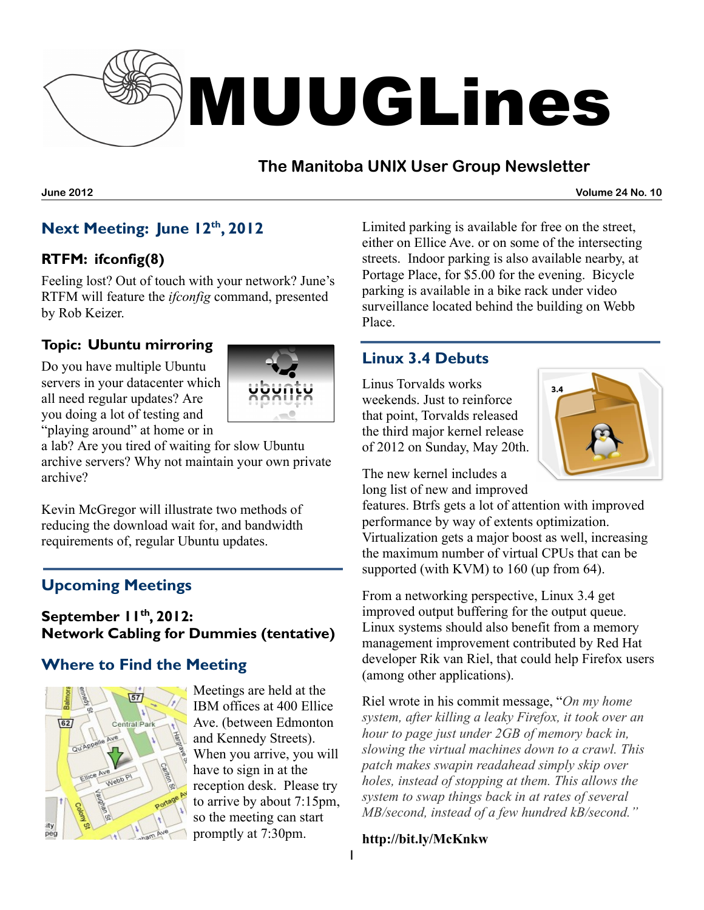# MUUGLines

## The Manitoba UNIX User Group Newsletter

**June 2012** **Volume 24 No. 10**

## Next Meeting: June 12th, 2012

### RTFM: ifconfig(8)

Feeling lost? Out of touch with your network? June's RTFM will feature the *ifconfig* command, presented by Rob Keizer.

### Topic: Ubuntu mirroring

Do you have multiple Ubuntu servers in your datacenter which all need regular updates? Are you doing a lot of testing and "playing around" at home or in a lab? Are you tired of waiting for slow Ubuntu archive servers? Why not maintain your own private archive?

Kevin McGregor will illustrate two methods of reducing the download wait for, and bandwidth requirements of, regular Ubuntu updates.

## Upcoming Meetings

**September 11th, 2012: Network Cabling for Dummies (tentative)**

## Where to Find the Meeting

Meetings are held at the IBM offices at 400 Ellice Ave. (between Edmonton and Kennedy Streets). When you arrive, you will have to sign in at the reception desk. Please try to arrive by about 7:15pm, so the meeting can start promptly at 7:30pm.

Limited parking is available for free on the street, either on Ellice Ave. or on some of the intersecting streets. Indoor parking is also available nearby, at Portage Place, for $5.00 for the evening. Bicycle parking is available in a bike rack under video surveillance located behind the building on Webb Place.

## Linux 3.4 Debuts

Linus Torvalds works weekends. Just to reinforce that point, Torvalds released the third major kernel release of 2012 on Sunday, May 20th.

The new kernel includes a long list of new and improved features. Btrfs gets a lot of attention with improved performance by way of extents optimization. Virtualization gets a major boost as well, increasing the maximum number of virtual CPUs that can be supported (with KVM) to 160 (up from 64).

From a networking perspective, Linux 3.4 get improved output buffering for the output queue. Linux systems should also benefit from a memory management improvement contributed by Red Hat developer Rik van Riel, that could help Firefox users (among other applications).

Riel wrote in his commit message, "*On my home system, after killing a leaky Firefox, it took over an hour to page just under 2GB of memory back in, slowing the virtual machines down to a crawl. This patch makes swapin readahead simply skip over holes, instead of stopping at them. This allows the system to swap things back in at rates of several MB/second, instead of a few hundred kB/second.*"

**http://bit.ly/McKnkw**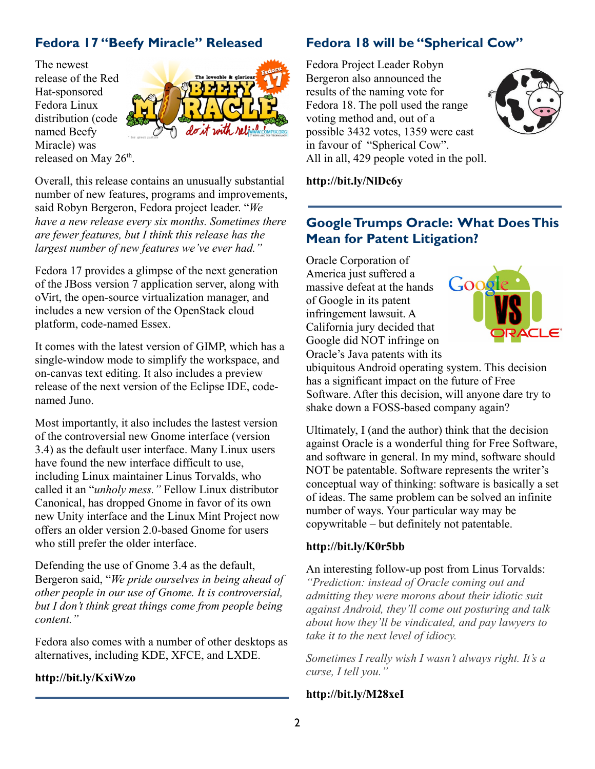## Fedora 17 "Beefy Miracle" Released

The newest release of the Red Hat-sponsored Fedora Linux distribution (code named Beefy Miracle) was released on May 26th.

Overall, this release contains an unusually substantial number of new features, programs and improvements, said Robyn Bergeron, Fedora project leader. "*We have a new release every six months. Sometimes there are fewer features, but I think this release has the largest number of new features we've ever had."*

Fedora 17 provides a glimpse of the next generation of the JBoss version 7 application server, along with oVirt, the open-source virtualization manager, and includes a new version of the OpenStack cloud platform, code-named Essex.

It comes with the latest version of GIMP, which has a single-window mode to simplify the workspace, and on-canvas text editing. It also includes a preview release of the next version of the Eclipse IDE, code-named Juno.

Most importantly, it also includes the lastest version of the controversial new Gnome interface (version 3.4) as the default user interface. Many Linux users have found the new interface difficult to use, including Linux maintainer Linus Torvalds, who called it an "*unholy mess."* Fellow Linux distributor Canonical, has dropped Gnome in favor of its own new Unity interface and the Linux Mint Project now offers an older version 2.0-based Gnome for users who still prefer the older interface.

Defending the use of Gnome 3.4 as the default, Bergeron said, "*We pride ourselves in being ahead of other people in our use of Gnome. It is controversial, but I don't think great things come from people being content."*

Fedora also comes with a number of other desktops as alternatives, including KDE, XFCE, and LXDE.

**http://bit.ly/KxiWzo**

## Fedora 18 will be "Spherical Cow"

Fedora Project Leader Robyn Bergeron also announced the results of the naming vote for Fedora 18. The poll used the range voting method and, out of a possible 3432 votes, 1359 were cast in favour of "Spherical Cow". All in all, 429 people voted in the poll.

**http://bit.ly/NlDc6y**

## Google Trumps Oracle: What Does This Mean for Patent Litigation?

Oracle Corporation of America just suffered a massive defeat at the hands of Google in its patent infringement lawsuit. A California jury decided that Google did NOT infringe on Oracle's Java patents with its ubiquitous Android operating system. This decision has a significant impact on the future of Free Software. After this decision, will anyone dare try to shake down a FOSS-based company again?

Ultimately, I (and the author) think that the decision against Oracle is a wonderful thing for Free Software, and software in general. In my mind, software should NOT be patentable. Software represents the writer's conceptual way of thinking: software is basically a set of ideas. The same problem can be solved an infinite number of ways. Your particular way may be copywritable – but definitely not patentable.

**http://bit.ly/K0r5bb**

An interesting follow-up post from Linus Torvalds: *"Prediction: instead of Oracle coming out and admitting they were morons about their idiotic suit against Android, they'll come out posturing and talk about how they'll be vindicated, and pay lawyers to take it to the next level of idiocy.*

*Sometimes I really wish I wasn't always right. It's a curse, I tell you."*

**http://bit.ly/M28xeI**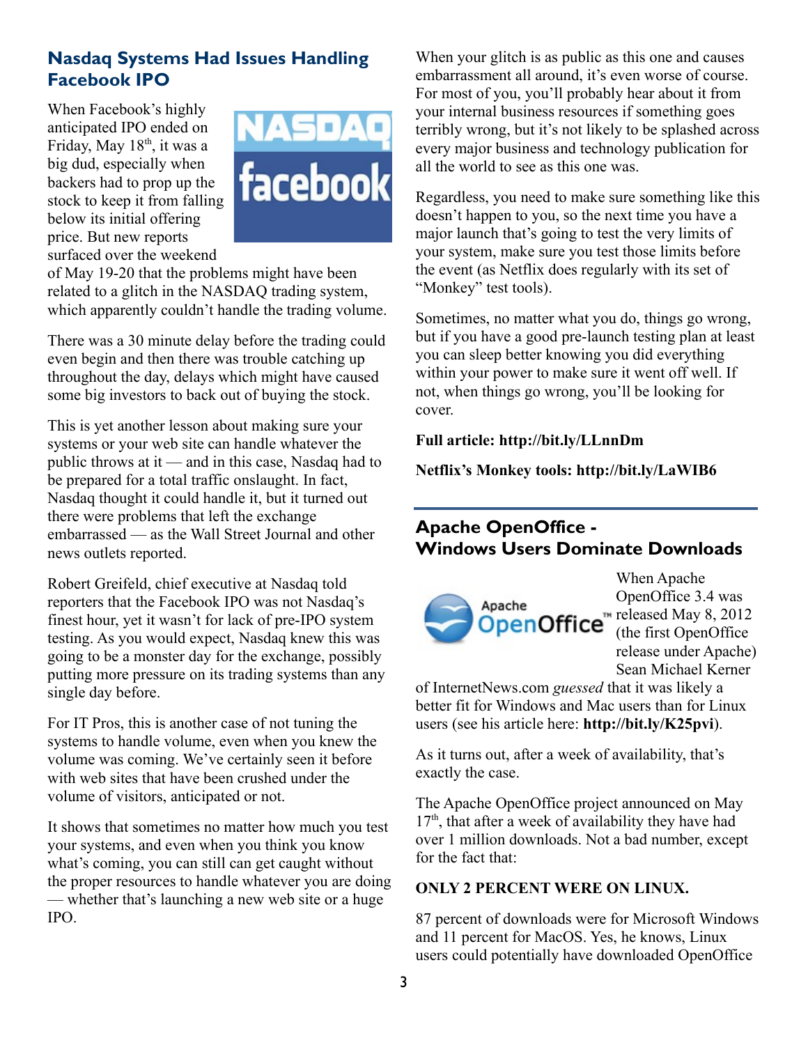## Nasdaq Systems Had Issues Handling Facebook IPO

When Facebook's highly anticipated IPO ended on Friday, May 18th, it was a big dud, especially when backers had to prop up the stock to keep it from falling below its initial offering price. But new reports surfaced over the weekend of May 19-20 that the problems might have been related to a glitch in the NASDAQ trading system, which apparently couldn't handle the trading volume.

There was a 30 minute delay before the trading could even begin and then there was trouble catching up throughout the day, delays which might have caused some big investors to back out of buying the stock.

This is yet another lesson about making sure your systems or your web site can handle whatever the public throws at it — and in this case, Nasdaq had to be prepared for a total traffic onslaught. In fact, Nasdaq thought it could handle it, but it turned out there were problems that left the exchange embarrassed — as the Wall Street Journal and other news outlets reported.

Robert Greifeld, chief executive at Nasdaq told reporters that the Facebook IPO was not Nasdaq's finest hour, yet it wasn't for lack of pre-IPO system testing. As you would expect, Nasdaq knew this was going to be a monster day for the exchange, possibly putting more pressure on its trading systems than any single day before.

For IT Pros, this is another case of not tuning the systems to handle volume, even when you knew the volume was coming. We've certainly seen it before with web sites that have been crushed under the volume of visitors, anticipated or not.

It shows that sometimes no matter how much you test your systems, and even when you think you know what's coming, you can still can get caught without the proper resources to handle whatever you are doing — whether that's launching a new web site or a huge IPO.

When your glitch is as public as this one and causes embarrassment all around, it's even worse of course. For most of you, you'll probably hear about it from your internal business resources if something goes terribly wrong, but it's not likely to be splashed across every major business and technology publication for all the world to see as this one was.

Regardless, you need to make sure something like this doesn't happen to you, so the next time you have a major launch that's going to test the very limits of your system, make sure you test those limits before the event (as Netflix does regularly with its set of "Monkey" test tools).

Sometimes, no matter what you do, things go wrong, but if you have a good pre-launch testing plan at least you can sleep better knowing you did everything within your power to make sure it went off well. If not, when things go wrong, you'll be looking for cover.

**Full article: http://bit.ly/LLnnDm**

**Netflix's Monkey tools: http://bit.ly/LaWIB6**

## Apache OpenOffice - Windows Users Dominate Downloads

When Apache OpenOffice 3.4 was released May 8, 2012 (the first OpenOffice release under Apache) Sean Michael Kerner of InternetNews.com *guessed* that it was likely a better fit for Windows and Mac users than for Linux users (see his article here: **http://bit.ly/K25pvi**).

As it turns out, after a week of availability, that's exactly the case.

The Apache OpenOffice project announced on May 17th, that after a week of availability they have had over 1 million downloads. Not a bad number, except for the fact that:

**ONLY 2 PERCENT WERE ON LINUX.**

87 percent of downloads were for Microsoft Windows and 11 percent for MacOS. Yes, he knows, Linux users could potentially have downloaded OpenOffice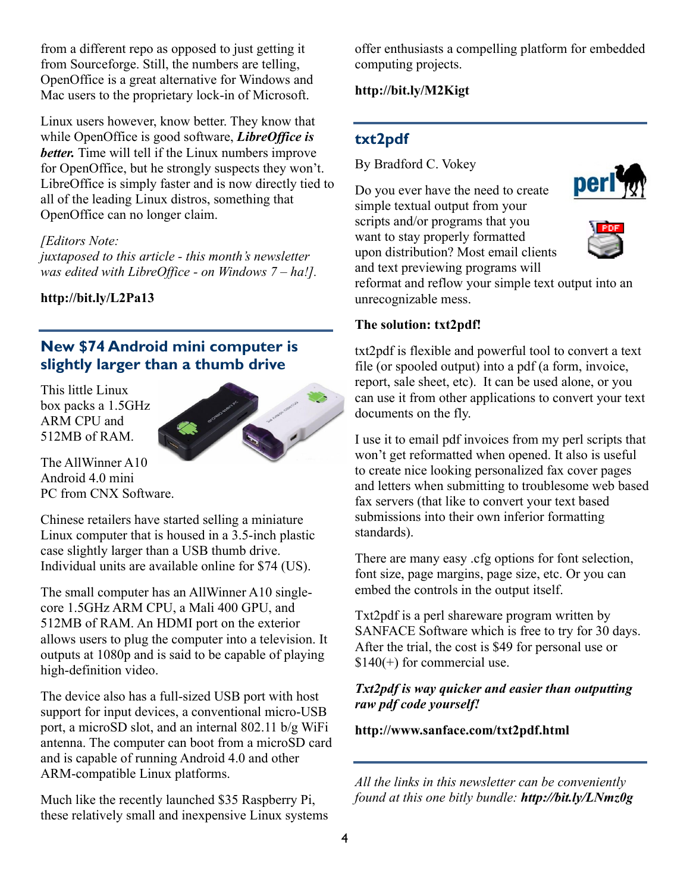from a different repo as opposed to just getting it from Sourceforge. Still, the numbers are telling, OpenOffice is a great alternative for Windows and Mac users to the proprietary lock-in of Microsoft.

Linux users however, know better. They know that while OpenOffice is good software, ***LibreOffice is better.*** Time will tell if the Linux numbers improve for OpenOffice, but he strongly suspects they won't. LibreOffice is simply faster and is now directly tied to all of the leading Linux distros, something that OpenOffice can no longer claim.

*[Editors Note:*
*juxtaposed to this article - this month's newsletter was edited with LibreOffice - on Windows 7 – ha!].*

**http://bit.ly/L2Pa13**

## New $74 Android mini computer is slightly larger than a thumb drive

This little Linux box packs a 1.5GHz ARM CPU and 512MB of RAM.

The AllWinner A10 Android 4.0 mini PC from CNX Software.

Chinese retailers have started selling a miniature Linux computer that is housed in a 3.5-inch plastic case slightly larger than a USB thumb drive. Individual units are available online for $74 (US).

The small computer has an AllWinner A10 single-core 1.5GHz ARM CPU, a Mali 400 GPU, and 512MB of RAM. An HDMI port on the exterior allows users to plug the computer into a television. It outputs at 1080p and is said to be capable of playing high-definition video.

The device also has a full-sized USB port with host support for input devices, a conventional micro-USB port, a microSD slot, and an internal 802.11 b/g WiFi antenna. The computer can boot from a microSD card and is capable of running Android 4.0 and other ARM-compatible Linux platforms.

Much like the recently launched $35 Raspberry Pi, these relatively small and inexpensive Linux systems offer enthusiasts a compelling platform for embedded computing projects.

**http://bit.ly/M2Kigt**

## txt2pdf

By Bradford C. Vokey

Do you ever have the need to create simple textual output from your scripts and/or programs that you want to stay properly formatted upon distribution? Most email clients and text previewing programs will reformat and reflow your simple text output into an unrecognizable mess.

**The solution: txt2pdf!**

txt2pdf is flexible and powerful tool to convert a text file (or spooled output) into a pdf (a form, invoice, report, sale sheet, etc). It can be used alone, or you can use it from other applications to convert your text documents on the fly.

I use it to email pdf invoices from my perl scripts that won't get reformatted when opened. It also is useful to create nice looking personalized fax cover pages and letters when submitting to troublesome web based fax servers (that like to convert your text based submissions into their own inferior formatting standards).

There are many easy .cfg options for font selection, font size, page margins, page size, etc. Or you can embed the controls in the output itself.

Txt2pdf is a perl shareware program written by SANFACE Software which is free to try for 30 days. After the trial, the cost is $49 for personal use or $140(+) for commercial use.

***Txt2pdf is way quicker and easier than outputting raw pdf code yourself!***

**http://www.sanface.com/txt2pdf.html**

---

*All the links in this newsletter can be conveniently found at this one bitly bundle:* ***http://bit.ly/LNmz0g***